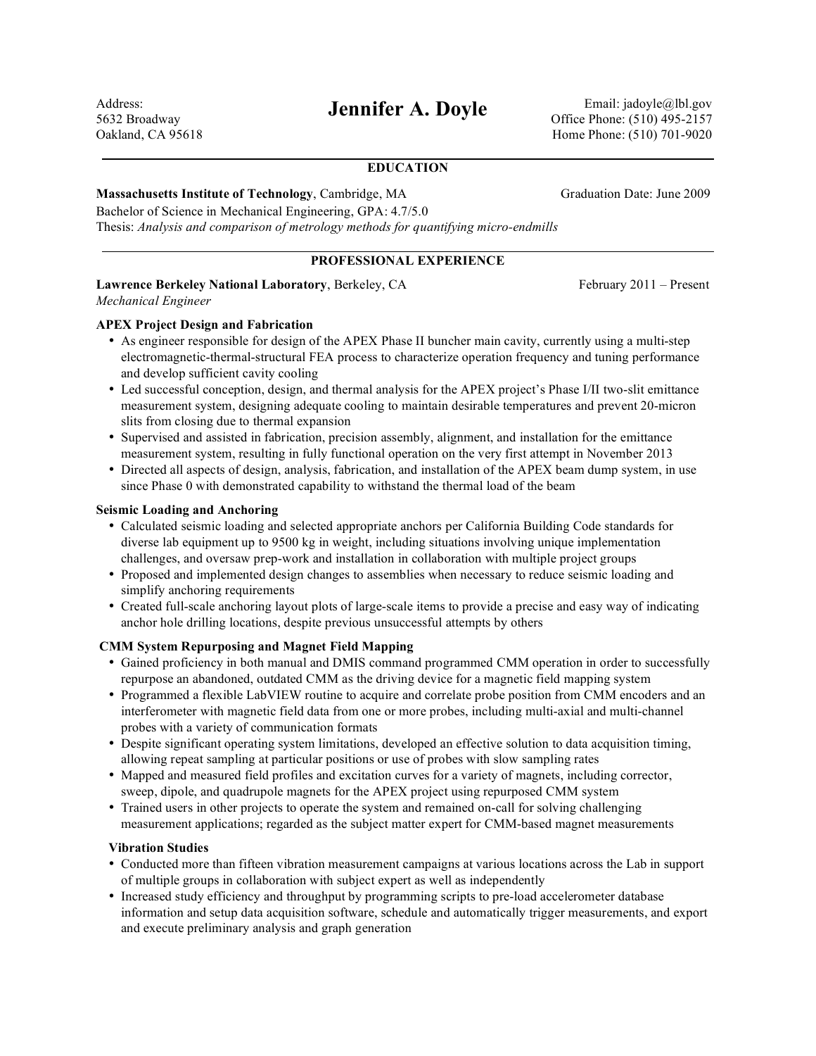# Jennifer A. Doyle

Address:
5632 Broadway
Oakland, CA 95618

Email: jadoyle@lbl.gov
Office Phone: (510) 495-2157
Home Phone: (510) 701-9020

## EDUCATION

**Massachusetts Institute of Technology**, Cambridge, MA — Graduation Date: June 2009

Bachelor of Science in Mechanical Engineering, GPA: 4.7/5.0

Thesis: *Analysis and comparison of metrology methods for quantifying micro-endmills*

## PROFESSIONAL EXPERIENCE

**Lawrence Berkeley National Laboratory**, Berkeley, CA — February 2011 – Present

*Mechanical Engineer*

### APEX Project Design and Fabrication

- As engineer responsible for design of the APEX Phase II buncher main cavity, currently using a multi-step electromagnetic-thermal-structural FEA process to characterize operation frequency and tuning performance and develop sufficient cavity cooling
- Led successful conception, design, and thermal analysis for the APEX project's Phase I/II two-slit emittance measurement system, designing adequate cooling to maintain desirable temperatures and prevent 20-micron slits from closing due to thermal expansion
- Supervised and assisted in fabrication, precision assembly, alignment, and installation for the emittance measurement system, resulting in fully functional operation on the very first attempt in November 2013
- Directed all aspects of design, analysis, fabrication, and installation of the APEX beam dump system, in use since Phase 0 with demonstrated capability to withstand the thermal load of the beam

### Seismic Loading and Anchoring

- Calculated seismic loading and selected appropriate anchors per California Building Code standards for diverse lab equipment up to 9500 kg in weight, including situations involving unique implementation challenges, and oversaw prep-work and installation in collaboration with multiple project groups
- Proposed and implemented design changes to assemblies when necessary to reduce seismic loading and simplify anchoring requirements
- Created full-scale anchoring layout plots of large-scale items to provide a precise and easy way of indicating anchor hole drilling locations, despite previous unsuccessful attempts by others

### CMM System Repurposing and Magnet Field Mapping

- Gained proficiency in both manual and DMIS command programmed CMM operation in order to successfully repurpose an abandoned, outdated CMM as the driving device for a magnetic field mapping system
- Programmed a flexible LabVIEW routine to acquire and correlate probe position from CMM encoders and an interferometer with magnetic field data from one or more probes, including multi-axial and multi-channel probes with a variety of communication formats
- Despite significant operating system limitations, developed an effective solution to data acquisition timing, allowing repeat sampling at particular positions or use of probes with slow sampling rates
- Mapped and measured field profiles and excitation curves for a variety of magnets, including corrector, sweep, dipole, and quadrupole magnets for the APEX project using repurposed CMM system
- Trained users in other projects to operate the system and remained on-call for solving challenging measurement applications; regarded as the subject matter expert for CMM-based magnet measurements

### Vibration Studies

- Conducted more than fifteen vibration measurement campaigns at various locations across the Lab in support of multiple groups in collaboration with subject expert as well as independently
- Increased study efficiency and throughput by programming scripts to pre-load accelerometer database information and setup data acquisition software, schedule and automatically trigger measurements, and export and execute preliminary analysis and graph generation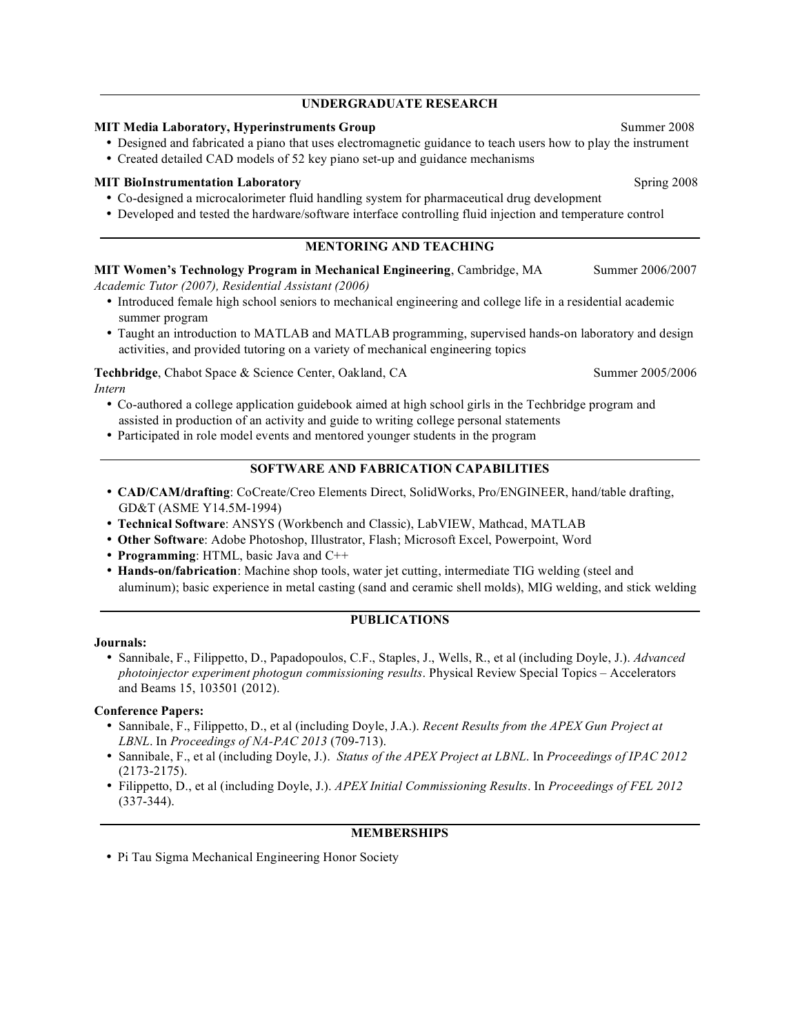## UNDERGRADUATE RESEARCH

**MIT Media Laboratory, Hyperinstruments Group** — Summer 2008

- Designed and fabricated a piano that uses electromagnetic guidance to teach users how to play the instrument
- Created detailed CAD models of 52 key piano set-up and guidance mechanisms

**MIT BioInstrumentation Laboratory** — Spring 2008

- Co-designed a microcalorimeter fluid handling system for pharmaceutical drug development
- Developed and tested the hardware/software interface controlling fluid injection and temperature control

## MENTORING AND TEACHING

**MIT Women's Technology Program in Mechanical Engineering**, Cambridge, MA — Summer 2006/2007

*Academic Tutor (2007), Residential Assistant (2006)*

- Introduced female high school seniors to mechanical engineering and college life in a residential academic summer program
- Taught an introduction to MATLAB and MATLAB programming, supervised hands-on laboratory and design activities, and provided tutoring on a variety of mechanical engineering topics

**Techbridge**, Chabot Space & Science Center, Oakland, CA — Summer 2005/2006

*Intern*

- Co-authored a college application guidebook aimed at high school girls in the Techbridge program and assisted in production of an activity and guide to writing college personal statements
- Participated in role model events and mentored younger students in the program

## SOFTWARE AND FABRICATION CAPABILITIES

- **CAD/CAM/drafting**: CoCreate/Creo Elements Direct, SolidWorks, Pro/ENGINEER, hand/table drafting, GD&T (ASME Y14.5M-1994)
- **Technical Software**: ANSYS (Workbench and Classic), LabVIEW, Mathcad, MATLAB
- **Other Software**: Adobe Photoshop, Illustrator, Flash; Microsoft Excel, Powerpoint, Word
- **Programming**: HTML, basic Java and C++
- **Hands-on/fabrication**: Machine shop tools, water jet cutting, intermediate TIG welding (steel and aluminum); basic experience in metal casting (sand and ceramic shell molds), MIG welding, and stick welding

## PUBLICATIONS

**Journals:**

- Sannibale, F., Filippetto, D., Papadopoulos, C.F., Staples, J., Wells, R., et al (including Doyle, J.). *Advanced photoinjector experiment photogun commissioning results*. Physical Review Special Topics – Accelerators and Beams 15, 103501 (2012).

**Conference Papers:**

- Sannibale, F., Filippetto, D., et al (including Doyle, J.A.). *Recent Results from the APEX Gun Project at LBNL*. In *Proceedings of NA-PAC 2013* (709-713).
- Sannibale, F., et al (including Doyle, J.). *Status of the APEX Project at LBNL*. In *Proceedings of IPAC 2012* (2173-2175).
- Filippetto, D., et al (including Doyle, J.). *APEX Initial Commissioning Results*. In *Proceedings of FEL 2012* (337-344).

## MEMBERSHIPS

- Pi Tau Sigma Mechanical Engineering Honor Society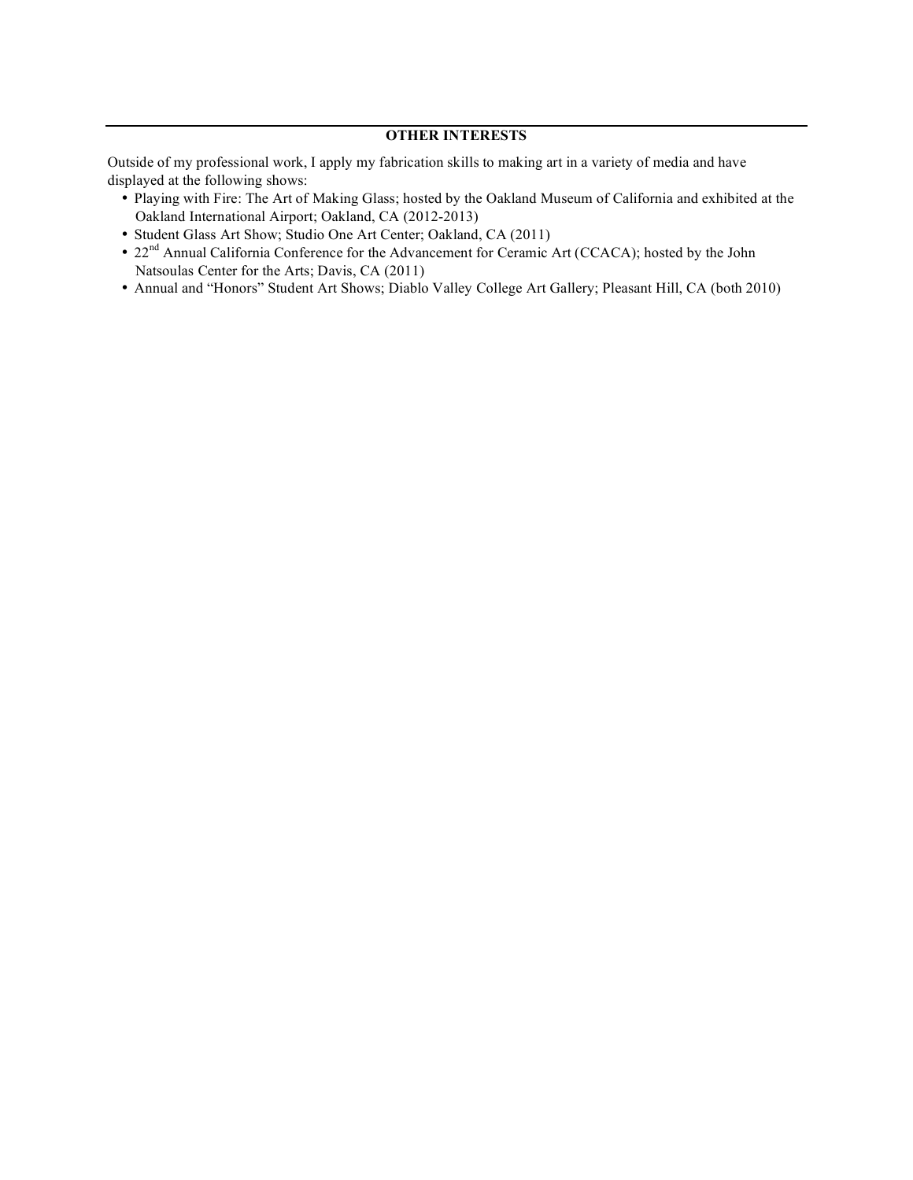## OTHER INTERESTS

Outside of my professional work, I apply my fabrication skills to making art in a variety of media and have displayed at the following shows:

- Playing with Fire: The Art of Making Glass; hosted by the Oakland Museum of California and exhibited at the Oakland International Airport; Oakland, CA (2012-2013)
- Student Glass Art Show; Studio One Art Center; Oakland, CA (2011)
- 22nd Annual California Conference for the Advancement for Ceramic Art (CCACA); hosted by the John Natsoulas Center for the Arts; Davis, CA (2011)
- Annual and "Honors" Student Art Shows; Diablo Valley College Art Gallery; Pleasant Hill, CA (both 2010)